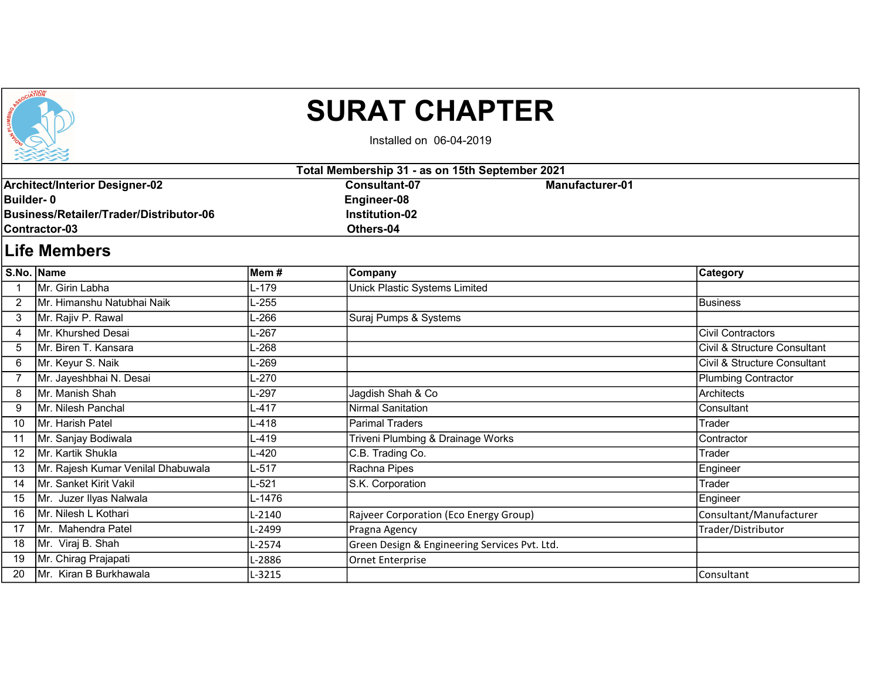# SURAT CHAPTER

Installed on 06-04-2019

**Total Membership 31 - as on 15th September 2021**

**Architect/Interior Designer-02**
**Builder- 0**
**Business/Retailer/Trader/Distributor-06**
**Contractor-03**
**Consultant-07**
**Engineer-08**
**Institution-02**
**Others-04**
**Manufacturer-01**

## Life Members

| S.No. | Name | Mem # | Company | Category |
|---|---|---|---|---|
| 1 | Mr. Girin Labha | L-179 | Unick Plastic Systems Limited | |
| 2 | Mr. Himanshu Natubhai Naik | L-255 | | Business |
| 3 | Mr. Rajiv P. Rawal | L-266 | Suraj Pumps & Systems | |
| 4 | Mr. Khurshed Desai | L-267 | | Civil Contractors |
| 5 | Mr. Biren T. Kansara | L-268 | | Civil & Structure Consultant |
| 6 | Mr. Keyur S. Naik | L-269 | | Civil & Structure Consultant |
| 7 | Mr. Jayeshbhai N. Desai | L-270 | | Plumbing Contractor |
| 8 | Mr. Manish Shah | L-297 | Jagdish Shah & Co | Architects |
| 9 | Mr. Nilesh Panchal | L-417 | Nirmal Sanitation | Consultant |
| 10 | Mr. Harish Patel | L-418 | Parimal Traders | Trader |
| 11 | Mr. Sanjay Bodiwala | L-419 | Triveni Plumbing & Drainage Works | Contractor |
| 12 | Mr. Kartik Shukla | L-420 | C.B. Trading Co. | Trader |
| 13 | Mr. Rajesh Kumar Venilal Dhabuwala | L-517 | Rachna Pipes | Engineer |
| 14 | Mr. Sanket Kirit Vakil | L-521 | S.K. Corporation | Trader |
| 15 | Mr. Juzer Ilyas Nalwala | L-1476 | | Engineer |
| 16 | Mr. Nilesh L Kothari | L-2140 | Rajveer Corporation (Eco Energy Group) | Consultant/Manufacturer |
| 17 | Mr. Mahendra Patel | L-2499 | Pragna Agency | Trader/Distributor |
| 18 | Mr. Viraj B. Shah | L-2574 | Green Design & Engineering Services Pvt. Ltd. | |
| 19 | Mr. Chirag Prajapati | L-2886 | Ornet Enterprise | |
| 20 | Mr. Kiran B Burkhawala | L-3215 | | Consultant |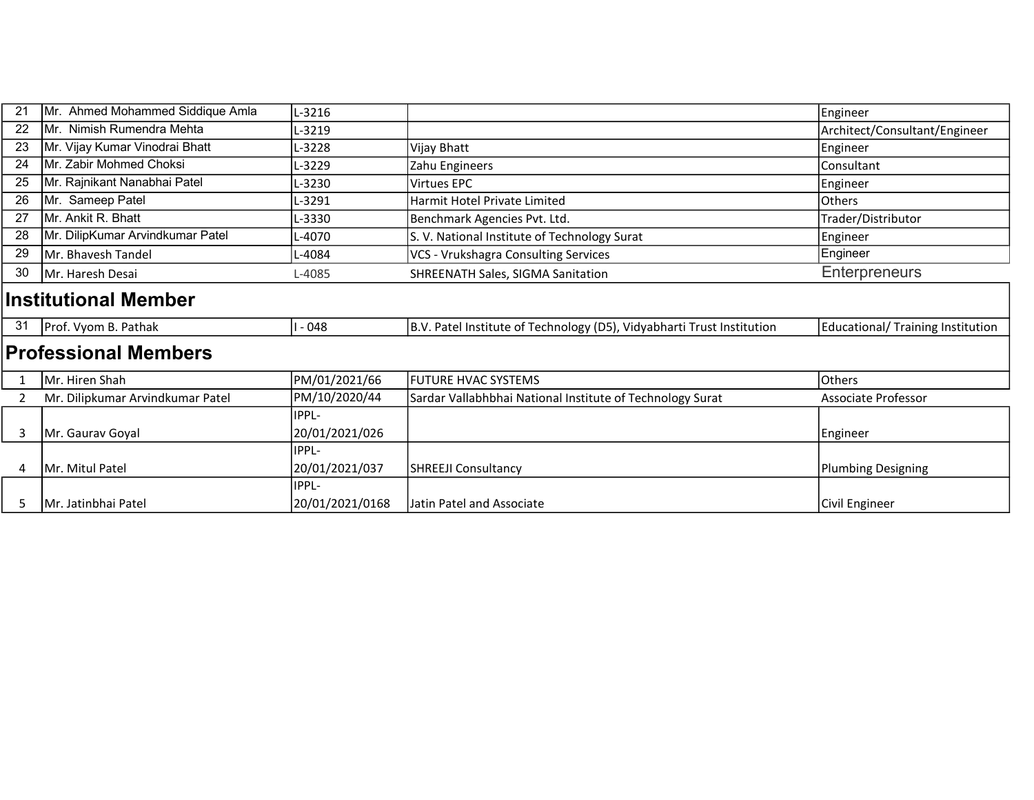| | | | | |
|---|---|---|---|---|
| 21 | Mr. Ahmed Mohammed Siddique Amla | L-3216 | | Engineer |
| 22 | Mr. Nimish Rumendra Mehta | L-3219 | | Architect/Consultant/Engineer |
| 23 | Mr. Vijay Kumar Vinodrai Bhatt | L-3228 | Vijay Bhatt | Engineer |
| 24 | Mr. Zabir Mohmed Choksi | L-3229 | Zahu Engineers | Consultant |
| 25 | Mr. Rajnikant Nanabhai Patel | L-3230 | Virtues EPC | Engineer |
| 26 | Mr. Sameep Patel | L-3291 | Harmit Hotel Private Limited | Others |
| 27 | Mr. Ankit R. Bhatt | L-3330 | Benchmark Agencies Pvt. Ltd. | Trader/Distributor |
| 28 | Mr. DilipKumar Arvindkumar Patel | L-4070 | S. V. National Institute of Technology Surat | Engineer |
| 29 | Mr. Bhavesh Tandel | L-4084 | VCS - Vrukshagra Consulting Services | Engineer |
| 30 | Mr. Haresh Desai | L-4085 | SHREENATH Sales, SIGMA Sanitation | Enterpreneurs |

## Institutional Member

| | | | | |
|---|---|---|---|---|
| 31 | Prof. Vyom B. Pathak | I - 048 | B.V. Patel Institute of Technology (D5), Vidyabharti Trust Institution | Educational/ Training Institution |

## Professional Members

| | | | | |
|---|---|---|---|---|
| 1 | Mr. Hiren Shah | PM/01/2021/66 | FUTURE HVAC SYSTEMS | Others |
| 2 | Mr. Dilipkumar Arvindkumar Patel | PM/10/2020/44 | Sardar Vallabhbhai National Institute of Technology Surat | Associate Professor |
| 3 | Mr. Gaurav Goyal | IPPL-20/01/2021/026 | | Engineer |
| 4 | Mr. Mitul Patel | IPPL-20/01/2021/037 | SHREEJI Consultancy | Plumbing Designing |
| 5 | Mr. Jatinbhai Patel | IPPL-20/01/2021/0168 | Jatin Patel and Associate | Civil Engineer |